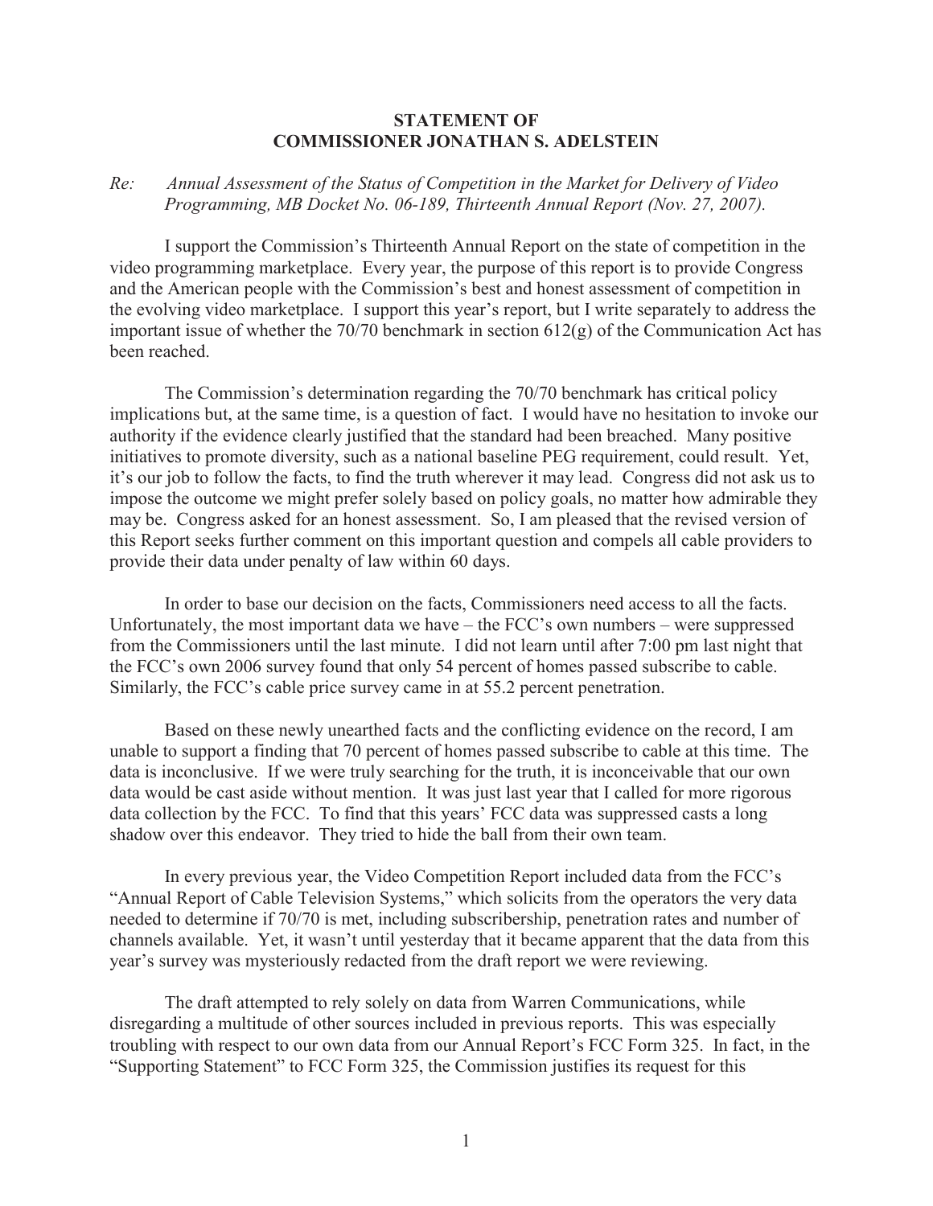**STATEMENT OF**
**COMMISSIONER JONATHAN S. ADELSTEIN**

*Re: Annual Assessment of the Status of Competition in the Market for Delivery of Video Programming, MB Docket No. 06-189, Thirteenth Annual Report (Nov. 27, 2007).*

I support the Commission's Thirteenth Annual Report on the state of competition in the video programming marketplace. Every year, the purpose of this report is to provide Congress and the American people with the Commission's best and honest assessment of competition in the evolving video marketplace. I support this year's report, but I write separately to address the important issue of whether the 70/70 benchmark in section 612(g) of the Communication Act has been reached.

The Commission's determination regarding the 70/70 benchmark has critical policy implications but, at the same time, is a question of fact. I would have no hesitation to invoke our authority if the evidence clearly justified that the standard had been breached. Many positive initiatives to promote diversity, such as a national baseline PEG requirement, could result. Yet, it's our job to follow the facts, to find the truth wherever it may lead. Congress did not ask us to impose the outcome we might prefer solely based on policy goals, no matter how admirable they may be. Congress asked for an honest assessment. So, I am pleased that the revised version of this Report seeks further comment on this important question and compels all cable providers to provide their data under penalty of law within 60 days.

In order to base our decision on the facts, Commissioners need access to all the facts. Unfortunately, the most important data we have – the FCC's own numbers – were suppressed from the Commissioners until the last minute. I did not learn until after 7:00 pm last night that the FCC's own 2006 survey found that only 54 percent of homes passed subscribe to cable. Similarly, the FCC's cable price survey came in at 55.2 percent penetration.

Based on these newly unearthed facts and the conflicting evidence on the record, I am unable to support a finding that 70 percent of homes passed subscribe to cable at this time. The data is inconclusive. If we were truly searching for the truth, it is inconceivable that our own data would be cast aside without mention. It was just last year that I called for more rigorous data collection by the FCC. To find that this years' FCC data was suppressed casts a long shadow over this endeavor. They tried to hide the ball from their own team.

In every previous year, the Video Competition Report included data from the FCC's "Annual Report of Cable Television Systems," which solicits from the operators the very data needed to determine if 70/70 is met, including subscribership, penetration rates and number of channels available. Yet, it wasn't until yesterday that it became apparent that the data from this year's survey was mysteriously redacted from the draft report we were reviewing.

The draft attempted to rely solely on data from Warren Communications, while disregarding a multitude of other sources included in previous reports. This was especially troubling with respect to our own data from our Annual Report's FCC Form 325. In fact, in the "Supporting Statement" to FCC Form 325, the Commission justifies its request for this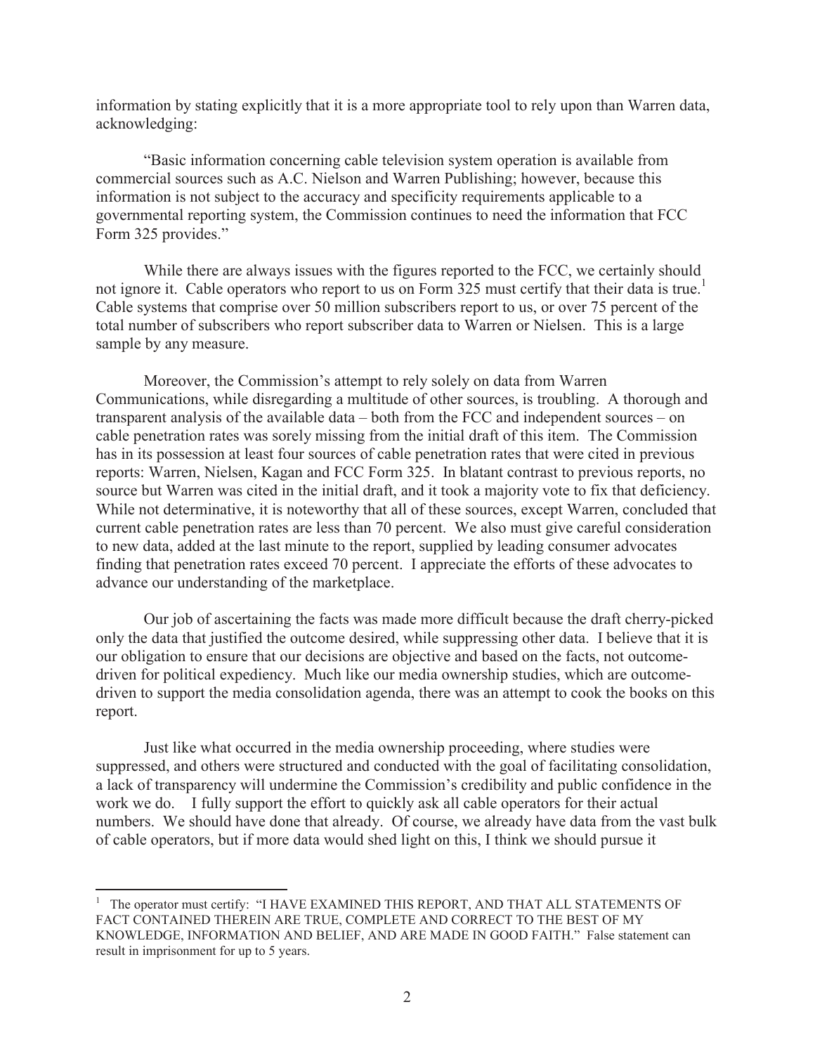information by stating explicitly that it is a more appropriate tool to rely upon than Warren data, acknowledging:

> "Basic information concerning cable television system operation is available from commercial sources such as A.C. Nielson and Warren Publishing; however, because this information is not subject to the accuracy and specificity requirements applicable to a governmental reporting system, the Commission continues to need the information that FCC Form 325 provides."

While there are always issues with the figures reported to the FCC, we certainly should not ignore it. Cable operators who report to us on Form 325 must certify that their data is true.[1] Cable systems that comprise over 50 million subscribers report to us, or over 75 percent of the total number of subscribers who report subscriber data to Warren or Nielsen. This is a large sample by any measure.

Moreover, the Commission's attempt to rely solely on data from Warren Communications, while disregarding a multitude of other sources, is troubling. A thorough and transparent analysis of the available data – both from the FCC and independent sources – on cable penetration rates was sorely missing from the initial draft of this item. The Commission has in its possession at least four sources of cable penetration rates that were cited in previous reports: Warren, Nielsen, Kagan and FCC Form 325. In blatant contrast to previous reports, no source but Warren was cited in the initial draft, and it took a majority vote to fix that deficiency. While not determinative, it is noteworthy that all of these sources, except Warren, concluded that current cable penetration rates are less than 70 percent. We also must give careful consideration to new data, added at the last minute to the report, supplied by leading consumer advocates finding that penetration rates exceed 70 percent. I appreciate the efforts of these advocates to advance our understanding of the marketplace.

Our job of ascertaining the facts was made more difficult because the draft cherry-picked only the data that justified the outcome desired, while suppressing other data. I believe that it is our obligation to ensure that our decisions are objective and based on the facts, not outcome-driven for political expediency. Much like our media ownership studies, which are outcome-driven to support the media consolidation agenda, there was an attempt to cook the books on this report.

Just like what occurred in the media ownership proceeding, where studies were suppressed, and others were structured and conducted with the goal of facilitating consolidation, a lack of transparency will undermine the Commission's credibility and public confidence in the work we do. I fully support the effort to quickly ask all cable operators for their actual numbers. We should have done that already. Of course, we already have data from the vast bulk of cable operators, but if more data would shed light on this, I think we should pursue it

---

[1] The operator must certify: "I HAVE EXAMINED THIS REPORT, AND THAT ALL STATEMENTS OF FACT CONTAINED THEREIN ARE TRUE, COMPLETE AND CORRECT TO THE BEST OF MY KNOWLEDGE, INFORMATION AND BELIEF, AND ARE MADE IN GOOD FAITH." False statement can result in imprisonment for up to 5 years.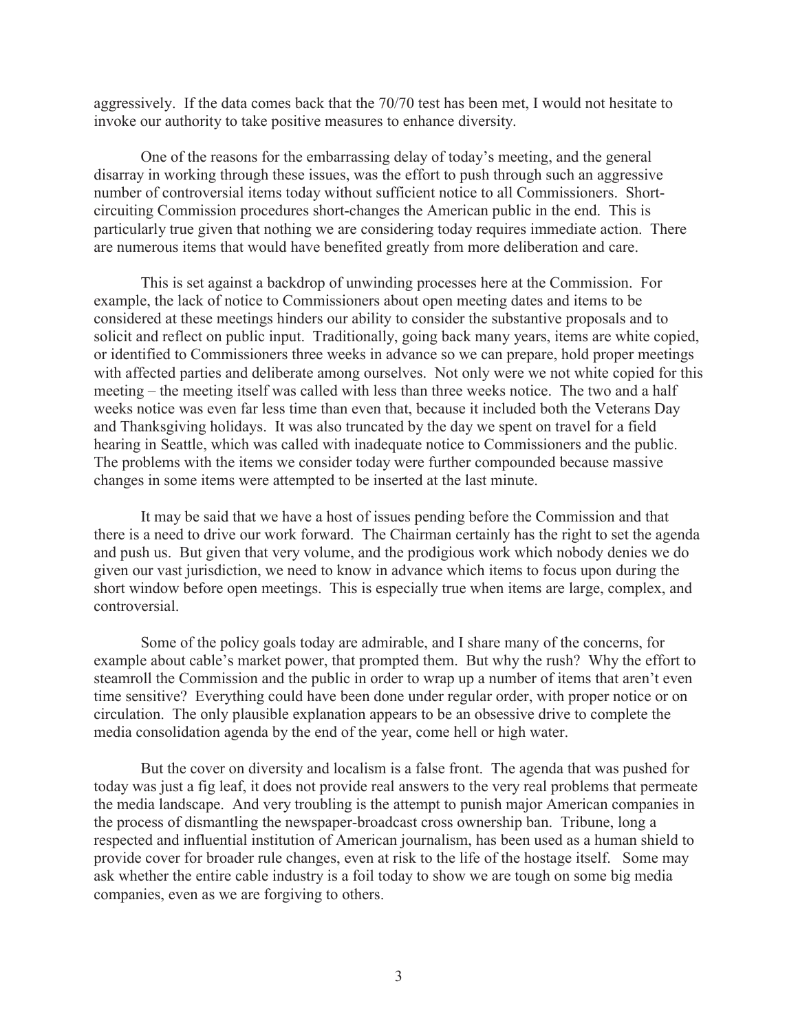aggressively. If the data comes back that the 70/70 test has been met, I would not hesitate to invoke our authority to take positive measures to enhance diversity.

One of the reasons for the embarrassing delay of today's meeting, and the general disarray in working through these issues, was the effort to push through such an aggressive number of controversial items today without sufficient notice to all Commissioners. Short-circuiting Commission procedures short-changes the American public in the end. This is particularly true given that nothing we are considering today requires immediate action. There are numerous items that would have benefited greatly from more deliberation and care.

This is set against a backdrop of unwinding processes here at the Commission. For example, the lack of notice to Commissioners about open meeting dates and items to be considered at these meetings hinders our ability to consider the substantive proposals and to solicit and reflect on public input. Traditionally, going back many years, items are white copied, or identified to Commissioners three weeks in advance so we can prepare, hold proper meetings with affected parties and deliberate among ourselves. Not only were we not white copied for this meeting – the meeting itself was called with less than three weeks notice. The two and a half weeks notice was even far less time than even that, because it included both the Veterans Day and Thanksgiving holidays. It was also truncated by the day we spent on travel for a field hearing in Seattle, which was called with inadequate notice to Commissioners and the public. The problems with the items we consider today were further compounded because massive changes in some items were attempted to be inserted at the last minute.

It may be said that we have a host of issues pending before the Commission and that there is a need to drive our work forward. The Chairman certainly has the right to set the agenda and push us. But given that very volume, and the prodigious work which nobody denies we do given our vast jurisdiction, we need to know in advance which items to focus upon during the short window before open meetings. This is especially true when items are large, complex, and controversial.

Some of the policy goals today are admirable, and I share many of the concerns, for example about cable's market power, that prompted them. But why the rush? Why the effort to steamroll the Commission and the public in order to wrap up a number of items that aren't even time sensitive? Everything could have been done under regular order, with proper notice or on circulation. The only plausible explanation appears to be an obsessive drive to complete the media consolidation agenda by the end of the year, come hell or high water.

But the cover on diversity and localism is a false front. The agenda that was pushed for today was just a fig leaf, it does not provide real answers to the very real problems that permeate the media landscape. And very troubling is the attempt to punish major American companies in the process of dismantling the newspaper-broadcast cross ownership ban. Tribune, long a respected and influential institution of American journalism, has been used as a human shield to provide cover for broader rule changes, even at risk to the life of the hostage itself. Some may ask whether the entire cable industry is a foil today to show we are tough on some big media companies, even as we are forgiving to others.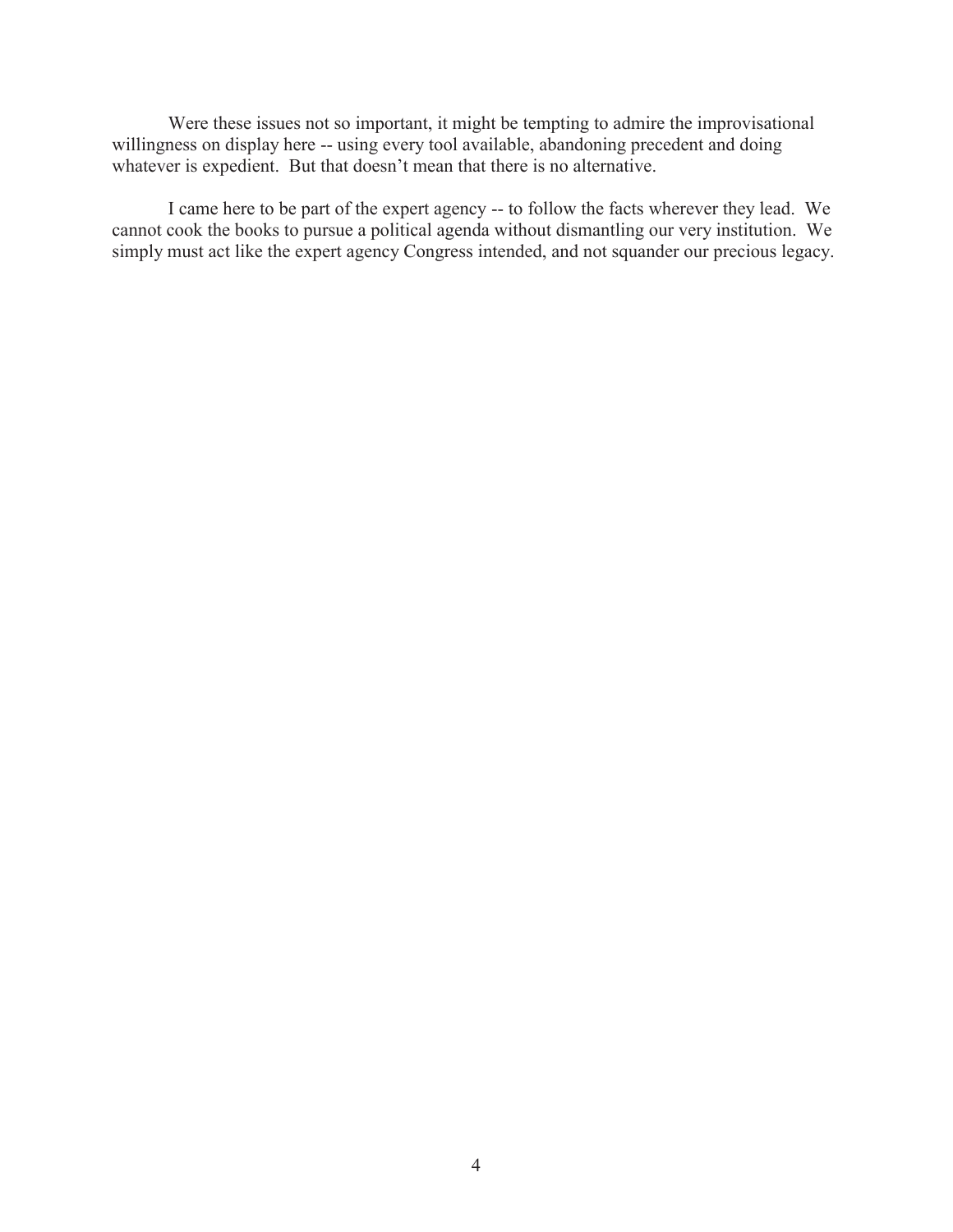Were these issues not so important, it might be tempting to admire the improvisational willingness on display here -- using every tool available, abandoning precedent and doing whatever is expedient. But that doesn't mean that there is no alternative.

I came here to be part of the expert agency -- to follow the facts wherever they lead. We cannot cook the books to pursue a political agenda without dismantling our very institution. We simply must act like the expert agency Congress intended, and not squander our precious legacy.